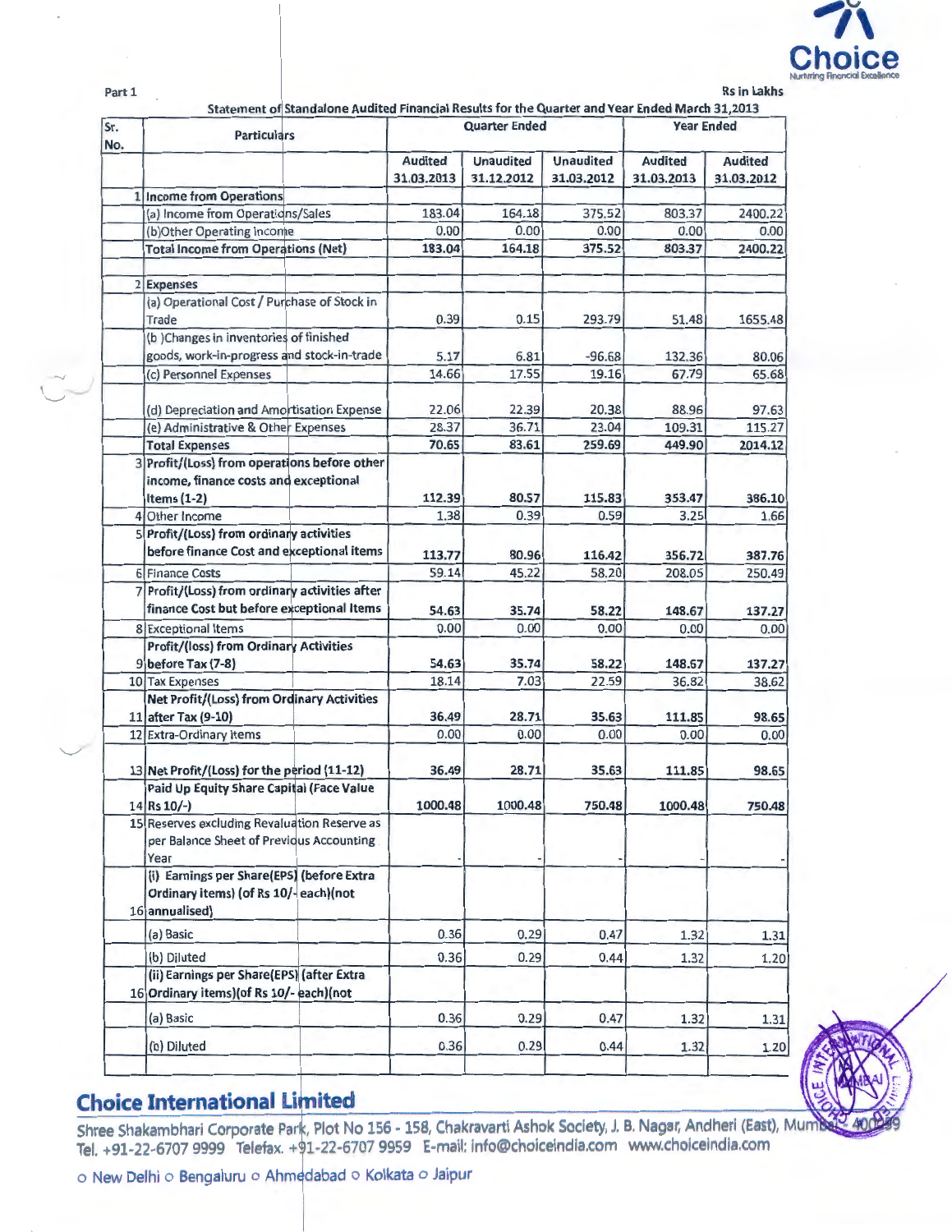Part 1

Rs in Lakhs

**Statement of Standalone Audited Financial Results for the Quarter and Year Ended March 31,2013**

| Sr. No. | Particulars | Quarter Ended | | | Year Ended | |
|---|---|---|---|---|---|---|
| | | Audited 31.03.2013 | Unaudited 31.12.2012 | Unaudited 31.03.2012 | Audited 31.03.2013 | Audited 31.03.2012 |
| 1 | **Income from Operations** | | | | | |
| | (a) Income from Operations/Sales | 183.04 | 164.18 | 375.52 | 803.37 | 2400.22 |
| | (b)Other Operating Income | 0.00 | 0.00 | 0.00 | 0.00 | 0.00 |
| | **Total Income from Operations (Net)** | **183.04** | **164.18** | **375.52** | **803.37** | **2400.22** |
| 2 | **Expenses** | | | | | |
| | (a) Operational Cost / Purchase of Stock in Trade | 0.39 | 0.15 | 293.79 | 51.48 | 1655.48 |
| | (b )Changes in inventories of finished goods, work-in-progress and stock-in-trade | 5.17 | 6.81 | -96.68 | 132.36 | 80.06 |
| | (c) Personnel Expenses | 14.66 | 17.55 | 19.16 | 67.79 | 65.68 |
| | (d) Depreciation and Amortisation Expense | 22.06 | 22.39 | 20.38 | 88.96 | 97.63 |
| | (e) Administrative & Other Expenses | 28.37 | 36.71 | 23.04 | 109.31 | 115.27 |
| | **Total Expenses** | **70.65** | **83.61** | **259.69** | **449.90** | **2014.12** |
| 3 | **Profit/(Loss) from operations before other income, finance costs and exceptional Items (1-2)** | 112.39 | 80.57 | 115.83 | 353.47 | 386.10 |
| 4 | Other Income | 1.38 | 0.39 | 0.59 | 3.25 | 1.66 |
| 5 | **Profit/(Loss) from ordinary activities before finance Cost and exceptional items** | **113.77** | **80.96** | **116.42** | **356.72** | **387.76** |
| 6 | Finance Costs | 59.14 | 45.22 | 58.20 | 208.05 | 250.49 |
| 7 | **Profit/(Loss) from ordinary activities after finance Cost but before exceptional Items** | 54.63 | 35.74 | 58.22 | 148.67 | 137.27 |
| 8 | Exceptional Items | 0.00 | 0.00 | 0.00 | 0.00 | 0.00 |
| 9 | **Profit/(loss) from Ordinary Activities before Tax (7-8)** | 54.63 | 35.74 | 58.22 | 148.67 | 137.27 |
| 10 | Tax Expenses | 18.14 | 7.03 | 22.59 | 36.82 | 38.62 |
| 11 | **Net Profit/(Loss) from Ordinary Activities after Tax (9-10)** | **36.49** | **28.71** | **35.63** | **111.85** | **98.65** |
| 12 | Extra-Ordinary items | 0.00 | 0.00 | 0.00 | 0.00 | 0.00 |
| 13 | **Net Profit/(Loss) for the period (11-12)** | **36.49** | **28.71** | **35.63** | **111.85** | **98.65** |
| 14 | **Paid Up Equity Share Capital (Face Value Rs 10/-)** | **1000.48** | **1000.48** | **750.48** | **1000.48** | **750.48** |
| 15 | Reserves excluding Revaluation Reserve as per Balance Sheet of Previous Accounting Year | - | - | - | - | - |
| 16 | **(i) Earnings per Share(EPS) (before Extra Ordinary items) (of Rs 10/- each)(not annualised)** | | | | | |
| | (a) Basic | 0.36 | 0.29 | 0.47 | 1.32 | 1.31 |
| | (b) Diluted | 0.36 | 0.29 | 0.44 | 1.32 | 1.20 |
| 16 | **(ii) Earnings per Share(EPS) (after Extra Ordinary items)(of Rs 10/- each)(not** | | | | | |
| | (a) Basic | 0.36 | 0.29 | 0.47 | 1.32 | 1.31 |
| | (b) Diluted | 0.36 | 0.29 | 0.44 | 1.32 | 1.20 |

## Choice International Limited

Shree Shakambhari Corporate Park, Plot No 156 - 158, Chakravarti Ashok Society, J. B. Nagar, Andheri (East), Mumbai - 400099
Tel. +91-22-6707 9999 Telefax. +91-22-6707 9959 E-mail: info@choiceindia.com www.choiceindia.com

o New Delhi o Bengaluru o Ahmedabad o Kolkata o Jaipur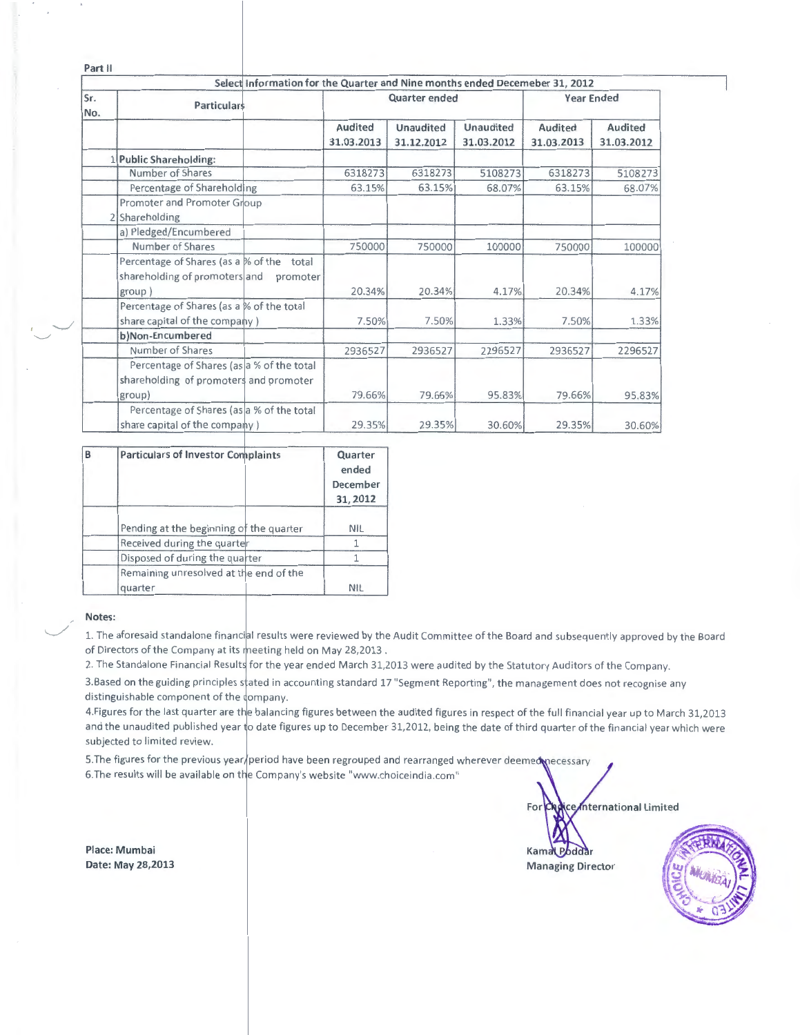Part II

| Select Information for the Quarter and Nine months ended Decemeber 31, 2012 | | | | | | |
|---|---|---|---|---|---|---|
| Sr. No. | Particulars | Quarter ended | | | Year Ended | |
| | | Audited 31.03.2013 | Unaudited 31.12.2012 | Unaudited 31.03.2012 | Audited 31.03.2013 | Audited 31.03.2012 |
| 1 | **Public Shareholding:** | | | | | |
| | Number of Shares | 6318273 | 6318273 | 5108273 | 6318273 | 5108273 |
| | Percentage of Shareholding | 63.15% | 63.15% | 68.07% | 63.15% | 68.07% |
| 2 | Promoter and Promoter Group Shareholding | | | | | |
| | a) Pledged/Encumbered | | | | | |
| | Number of Shares | 750000 | 750000 | 100000 | 750000 | 100000 |
| | Percentage of Shares (as a % of the total shareholding of promoters and promoter group ) | 20.34% | 20.34% | 4.17% | 20.34% | 4.17% |
| | Percentage of Shares (as a % of the total share capital of the company ) | 7.50% | 7.50% | 1.33% | 7.50% | 1.33% |
| | **b)Non-Encumbered** | | | | | |
| | Number of Shares | 2936527 | 2936527 | 2296527 | 2936527 | 2296527 |
| | Percentage of Shares (as a % of the total shareholding of promoters and promoter group) | 79.66% | 79.66% | 95.83% | 79.66% | 95.83% |
| | Percentage of Shares (as a % of the total share capital of the company ) | 29.35% | 29.35% | 30.60% | 29.35% | 30.60% |

| B | Particulars of Investor Complaints | Quarter ended December 31, 2012 |
|---|---|---|
| | Pending at the beginning of the quarter | NIL |
| | Received during the quarter | 1 |
| | Disposed of during the quarter | 1 |
| | Remaining unresolved at the end of the quarter | NIL |

**Notes:**

1. The aforesaid standalone financial results were reviewed by the Audit Committee of the Board and subsequently approved by the Board of Directors of the Company at its meeting held on May 28,2013 .

2. The Standalone Financial Results for the year ended March 31,2013 were audited by the Statutory Auditors of the Company.

3.Based on the guiding principles stated in accounting standard 17 "Segment Reporting", the management does not recognise any distinguishable component of the company.

4.Figures for the last quarter are the balancing figures between the audited figures in respect of the full financial year up to March 31,2013 and the unaudited published year to date figures up to December 31,2012, being the date of third quarter of the financial year which were subjected to limited review.

5.The figures for the previous year/period have been regrouped and rearranged wherever deemed necessary

6.The results will be available on the Company's website "www.choiceindia.com"

For Choice International Limited

Kamal Poddar
Managing Director

**Place: Mumbai**
**Date: May 28,2013**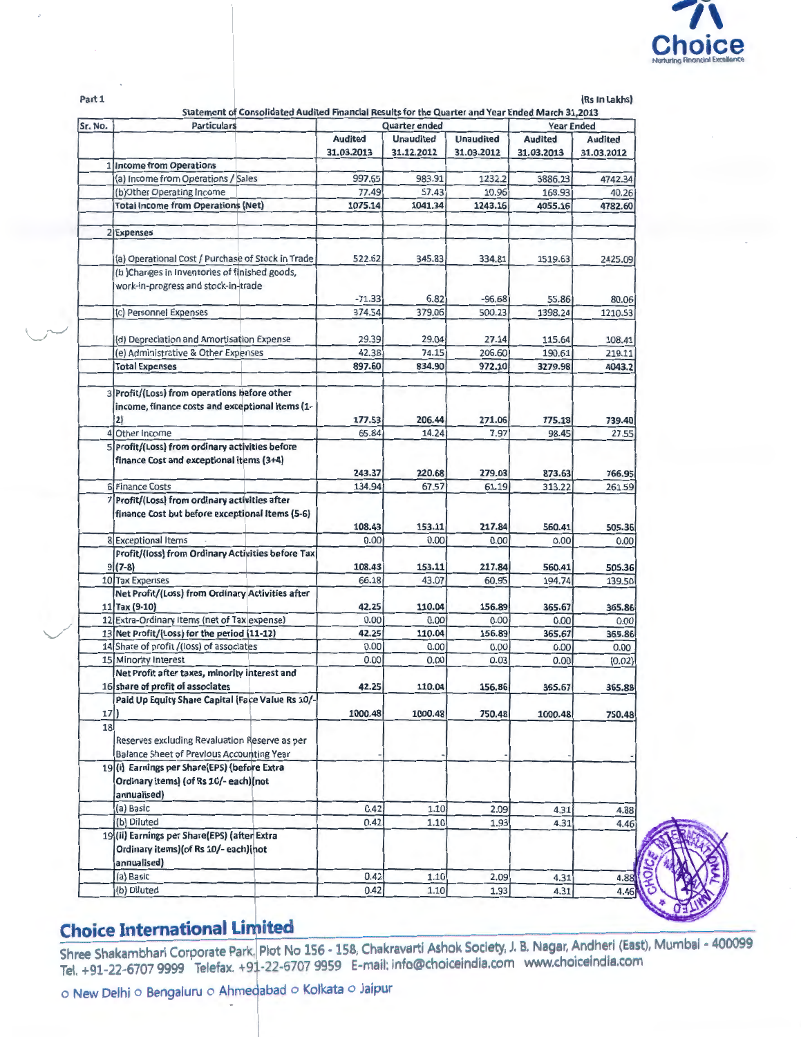Part 1

(Rs In Lakhs)

## Statement of Consolidated Audited Financial Results for the Quarter and Year Ended March 31,2013

| Sr. No. | Particulars | Quarter ended | | | Year Ended | |
|---|---|---|---|---|---|---|
| | | Audited 31.03.2013 | Unaudited 31.12.2012 | Unaudited 31.03.2012 | Audited 31.03.2013 | Audited 31.03.2012 |
| 1 | **Income from Operations** | | | | | |
| | (a) Income from Operations / Sales | 997.65 | 983.91 | 1232.2 | 3886.23 | 4742.34 |
| | (b)Other Operating Income | 77.49 | 57.43 | 10.96 | 168.93 | 40.26 |
| | **Total Income from Operations (Net)** | **1075.14** | **1041.34** | **1243.16** | **4055.16** | **4782.60** |
| 2 | **Expenses** | | | | | |
| | (a) Operational Cost / Purchase of Stock in Trade | 522.62 | 345.83 | 334.81 | 1519.63 | 2425.09 |
| | (b )Changes in Inventories of finished goods, work-in-progress and stock-in-trade | -71.33 | 6.82 | -96.68 | 55.86 | 80.06 |
| | (c) Personnel Expenses | 374.54 | 379.06 | 500.23 | 1398.24 | 1210.53 |
| | (d) Depreciation and Amortisation Expense | 29.39 | 29.04 | 27.14 | 115.64 | 108.41 |
| | (e) Administrative & Other Expenses | 42.38 | 74.15 | 206.60 | 190.61 | 219.11 |
| | **Total Expenses** | **897.60** | **834.90** | **972.10** | **3279.98** | **4043.2** |
| 3 | **Profit/(Loss) from operations before other income, finance costs and exceptional items (1-2)** | 177.53 | 206.44 | 271.06 | 775.18 | 739.40 |
| 4 | Other Income | 65.84 | 14.24 | 7.97 | 98.45 | 27.55 |
| 5 | **Profit/(Loss) from ordinary activities before finance Cost and exceptional items (3+4)** | 243.37 | 220.68 | 279.03 | 873.63 | 766.95 |
| 6 | Finance Costs | 134.94 | 67.57 | 61.19 | 313.22 | 261.59 |
| 7 | **Profit/(Loss) from ordinary activities after finance Cost but before exceptional Items (5-6)** | 108.43 | 153.11 | 217.84 | 560.41 | 505.36 |
| 8 | Exceptional Items | 0.00 | 0.00 | 0.00 | 0.00 | 0.00 |
| 9 | **Profit/(loss) from Ordinary Activities before Tax (7-8)** | 108.43 | 153.11 | 217.84 | 560.41 | 505.36 |
| 10 | Tax Expenses | 66.18 | 43.07 | 60.95 | 194.74 | 139.50 |
| 11 | **Net Profit/(Loss) from Ordinary Activities after Tax (9-10)** | 42.25 | 110.04 | 156.89 | 365.67 | 365.86 |
| 12 | Extra-Ordinary Items (net of Tax expense) | 0.00 | 0.00 | 0.00 | 0.00 | 0.00 |
| 13 | **Net Profit/(Loss) for the period (11-12)** | 42.25 | 110.04 | 156.89 | 365.67 | 365.86 |
| 14 | Share of profit /(loss) of associates | 0.00 | 0.00 | 0.00 | 0.00 | 0.00 |
| 15 | Minority Interest | 0.00 | 0.00 | 0.03 | 0.00 | (0.02) |
| 16 | **Net Profit after taxes, minority interest and share of profit of associates** | 42.25 | 110.04 | 156.86 | 365.67 | 365.88 |
| 17 | **Paid Up Equity Share Capital (Face Value Rs 10/-)** | 1000.48 | 1000.48 | 750.48 | 1000.48 | 750.48 |
| 18 | Reserves excluding Revaluation Reserve as per Balance Sheet of Previous Accounting Year | - | - | - | - | - |
| 19 | **(i) Earnings per Share(EPS) (before Extra Ordinary items) (of Rs 10/- each)(not annualised)** | | | | | |
| | (a) Basic | 0.42 | 1.10 | 2.09 | 4.31 | 4.88 |
| | (b) Diluted | 0.42 | 1.10 | 1.93 | 4.31 | 4.46 |
| 19 | **(ii) Earnings per Share(EPS) (after Extra Ordinary items)(of Rs 10/- each)(not annualised)** | | | | | |
| | (a) Basic | 0.42 | 1.10 | 2.09 | 4.31 | 4.88 |
| | (b) Diluted | 0.42 | 1.10 | 1.93 | 4.31 | 4.46 |

## Choice International Limited

Shree Shakambhari Corporate Park, Plot No 156 - 158, Chakravarti Ashok Society, J. B. Nagar, Andheri (East), Mumbai - 400099
Tel. +91-22-6707 9999 Telefax. +91-22-6707 9959 E-mail: info@choiceindia.com www.choiceindia.com

o New Delhi o Bengaluru o Ahmedabad o Kolkata o Jaipur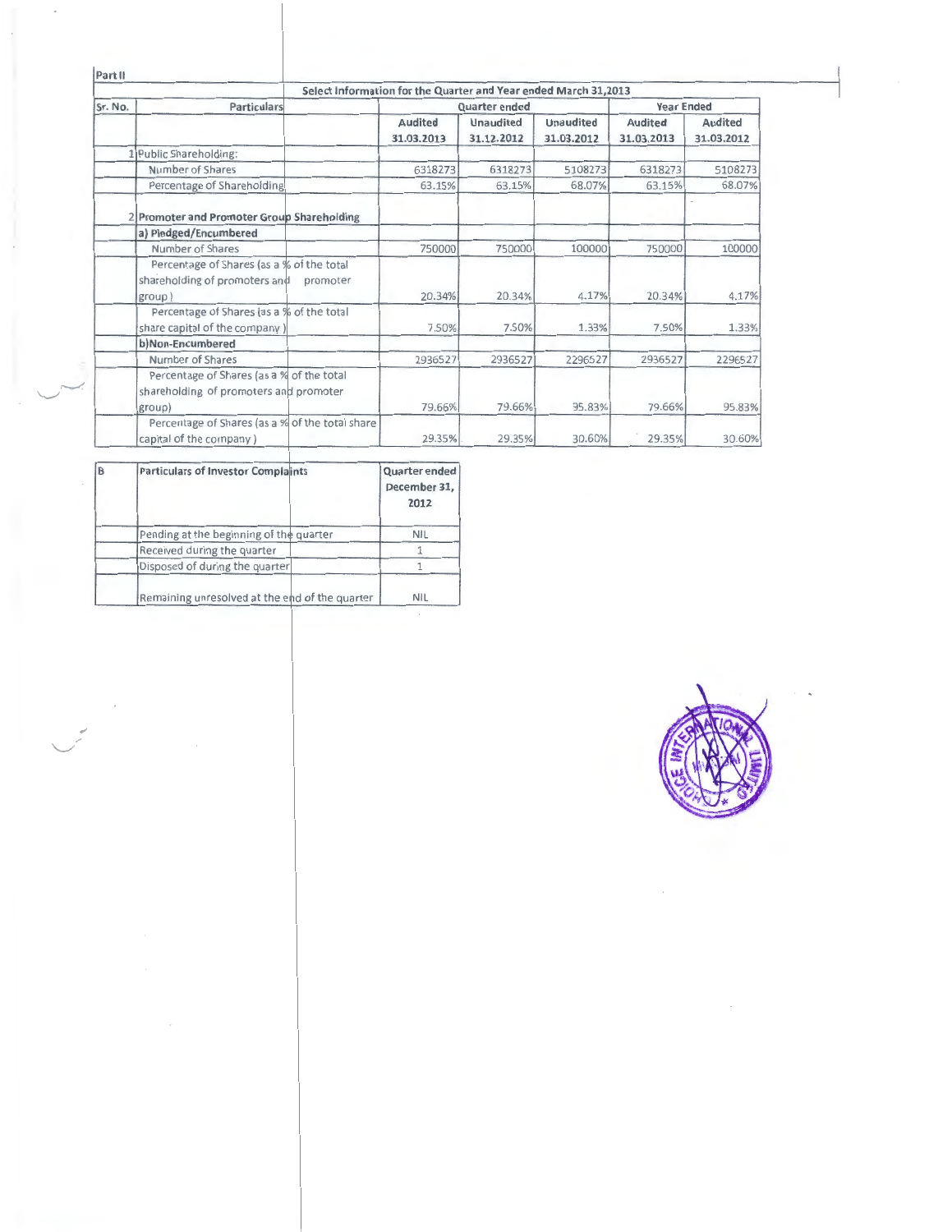Part II

| Sr. No. | Particulars | Quarter ended | | | Year Ended | |
|---|---|---|---|---|---|---|
| | | Audited 31.03.2013 | Unaudited 31.12.2012 | Unaudited 31.03.2012 | Audited 31.03.2013 | Audited 31.03.2012 |
| 1 | Public Shareholding: | | | | | |
| | Number of Shares | 6318273 | 6318273 | 5108273 | 6318273 | 5108273 |
| | Percentage of Shareholding | 63.15% | 63.15% | 68.07% | 63.15% | 68.07% |
| 2 | **Promoter and Promoter Group Shareholding** | | | | | |
| | **a) Pledged/Encumbered** | | | | | |
| | Number of Shares | 750000 | 750000 | 100000 | 750000 | 100000 |
| | Percentage of Shares (as a % of the total shareholding of promoters and promoter group) | 20.34% | 20.34% | 4.17% | 20.34% | 4.17% |
| | Percentage of Shares (as a % of the total share capital of the company) | 7.50% | 7.50% | 1.33% | 7.50% | 1.33% |
| | **b) Non-Encumbered** | | | | | |
| | Number of Shares | 2936527 | 2936527 | 2296527 | 2936527 | 2296527 |
| | Percentage of Shares (as a % of the total shareholding of promoters and promoter group) | 79.66% | 79.66% | 95.83% | 79.66% | 95.83% |
| | Percentage of Shares (as a % of the total share capital of the company) | 29.35% | 29.35% | 30.60% | 29.35% | 30.60% |

Select Information for the Quarter and Year ended March 31,2013

| B | Particulars of Investor Complaints | Quarter ended December 31, 2012 |
|---|---|---|
| | Pending at the beginning of the quarter | NIL |
| | Received during the quarter | 1 |
| | Disposed of during the quarter | 1 |
| | Remaining unresolved at the end of the quarter | NIL |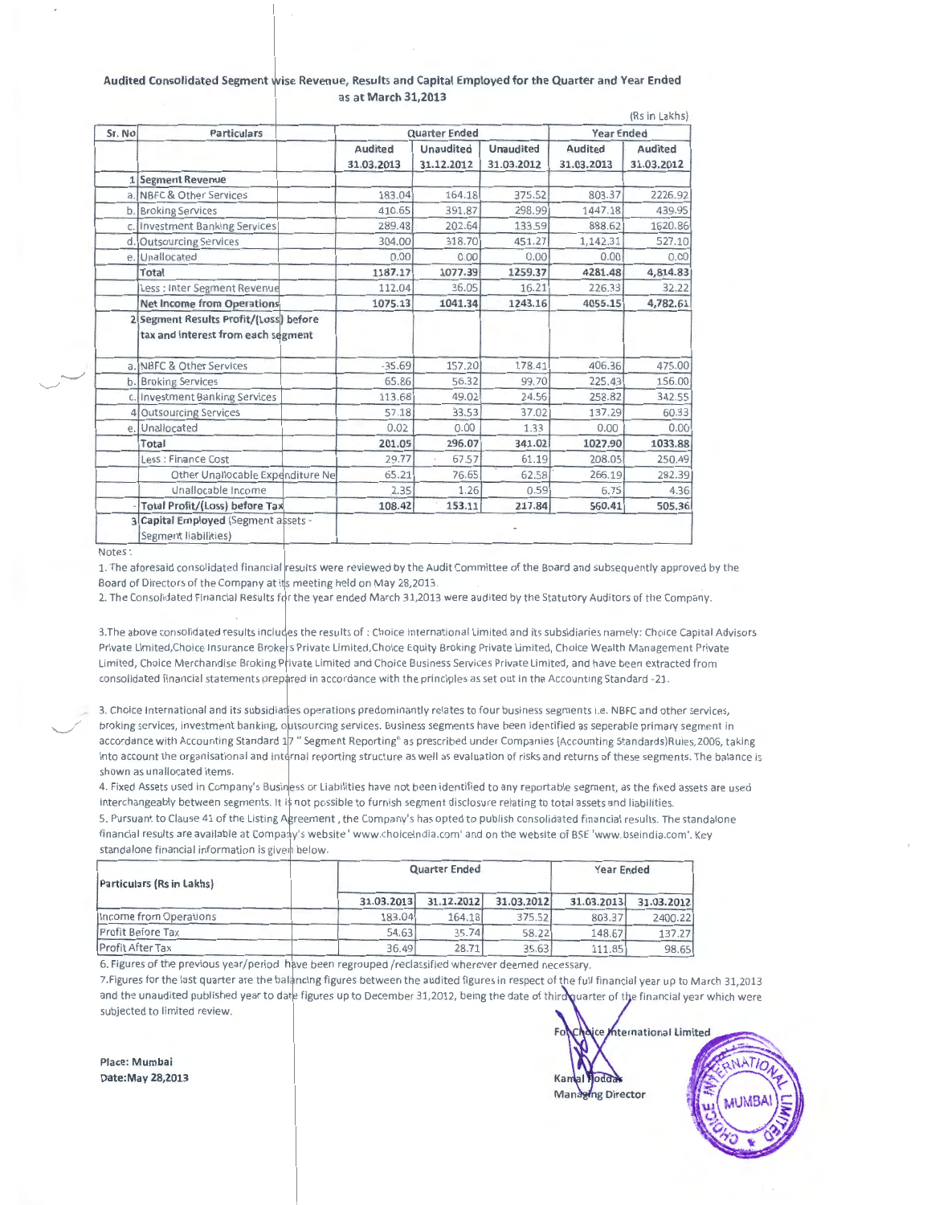**Audited Consolidated Segment wise Revenue, Results and Capital Employed for the Quarter and Year Ended as at March 31,2013**

(Rs in Lakhs)

| Sr. No | Particulars | Quarter Ended | | | Year Ended | |
|---|---|---|---|---|---|---|
| | | Audited 31.03.2013 | Unaudited 31.12.2012 | Unaudited 31.03.2012 | Audited 31.03.2013 | Audited 31.03.2012 |
| 1 | **Segment Revenue** | | | | | |
| a. | NBFC & Other Services | 183.04 | 164.18 | 375.52 | 803.37 | 2226.92 |
| b. | Broking Services | 410.65 | 391.87 | 298.99 | 1447.18 | 439.95 |
| c. | Investment Banking Services | 289.48 | 202.64 | 133.59 | 888.62 | 1620.86 |
| d. | Outsourcing Services | 304.00 | 318.70 | 451.27 | 1,142.31 | 527.10 |
| e. | Unallocated | 0.00 | 0.00 | 0.00 | 0.00 | 0.00 |
| | **Total** | 1187.17 | 1077.39 | 1259.37 | 4281.48 | 4,814.83 |
| | Less : Inter Segment Revenue | 112.04 | 36.05 | 16.21 | 226.33 | 32.22 |
| | **Net Income from Operations** | 1075.13 | 1041.34 | 1243.16 | 4055.15 | 4,782.61 |
| 2 | **Segment Results Profit/(Loss) before tax and interest from each segment** | | | | | |
| a. | NBFC & Other Services | -35.69 | 157.20 | 178.41 | 406.36 | 475.00 |
| b. | Broking Services | 65.86 | 56.32 | 99.70 | 225.43 | 156.00 |
| c. | Investment Banking Services | 113.68 | 49.02 | 24.56 | 258.82 | 342.55 |
| 4 | Outsourcing Services | 57.18 | 33.53 | 37.02 | 137.29 | 60.33 |
| e. | Unallocated | 0.02 | 0.00 | 1.33 | 0.00 | 0.00 |
| | **Total** | 201.05 | 296.07 | 341.02 | 1027.90 | 1033.88 |
| | Less : Finance Cost | 29.77 | 67.57 | 61.19 | 208.05 | 250.49 |
| | Other Unallocable Expenditure Ne | 65.21 | 76.65 | 62.58 | 266.19 | 282.39 |
| | Unallocable Income | 2.35 | 1.26 | 0.59 | 6.75 | 4.36 |
| - | **Total Profit/(Loss) before Tax** | 108.42 | 153.11 | 217.84 | 560.41 | 505.36 |
| 3 | **Capital Employed** (Segment assets - Segment liabilities) | | | - | | |

Notes :

1. The aforesaid consolidated financial results were reviewed by the Audit Committee of the Board and subsequently approved by the Board of Directors of the Company at its meeting held on May 28,2013.
2. The Consolidated Financial Results for the year ended March 31,2013 were audited by the Statutory Auditors of the Company.

3.The above consolidated results includes the results of : Choice International Limited and its subsidiaries namely: Choice Capital Advisors Private Limited,Choice Insurance Brokers Private Limited,Choice Equity Broking Private Limited, Choice Wealth Management Private Limited, Choice Merchandise Broking Private Limited and Choice Business Services Private Limited, and have been extracted from consolidated financial statements prepared in accordance with the principles as set out in the Accounting Standard -21.

3. Choice International and its subsidiaries operations predominantly relates to four business segments i.e. NBFC and other services, broking services, investment banking, outsourcing services. Business segments have been identified as seperable primary segment in accordance with Accounting Standard 17 " Segment Reporting" as prescribed under Companies (Accounting Standards)Rules,2006, taking into account the organisational and internal reporting structure as well as evaluation of risks and returns of these segments. The balance is shown as unallocated items.
4. Fixed Assets used in Company's Business or Liabilities have not been identified to any reportable segment, as the fixed assets are used interchangeably between segments. It is not possible to furnish segment disclosure relating to total assets and liabilities.
5. Pursuant to Clause 41 of the Listing Agreement , the Company's has opted to publish consolidated financial results. The standalone financial results are available at Company's website ' www.choiceindia.com' and on the website of BSE 'www.bseindia.com'. Key standalone financial information is given below.

| Particulars (Rs in Lakhs) | Quarter Ended | | | Year Ended | |
|---|---|---|---|---|---|
| | 31.03.2013 | 31.12.2012 | 31.03.2012 | 31.03.2013 | 31.03.2012 |
| Income from Operations | 183.04 | 164.18 | 375.52 | 803.37 | 2400.22 |
| Profit Before Tax | 54.63 | 35.74 | 58.22 | 148.67 | 137.27 |
| Profit After Tax | 36.49 | 28.71 | 35.63 | 111.85 | 98.65 |

6. Figures of the previous year/period have been regrouped /reclassified wherever deemed necessary.
7. Figures for the last quarter are the balancing figures between the audited figures in respect of the full financial year up to March 31,2013 and the unaudited published year to date figures up to December 31,2012, being the date of third quarter of the financial year which were subjected to limited review.

**Place: Mumbai**
**Date:May 28,2013**

For Choice International Limited

Kamal Poddar
Managing Director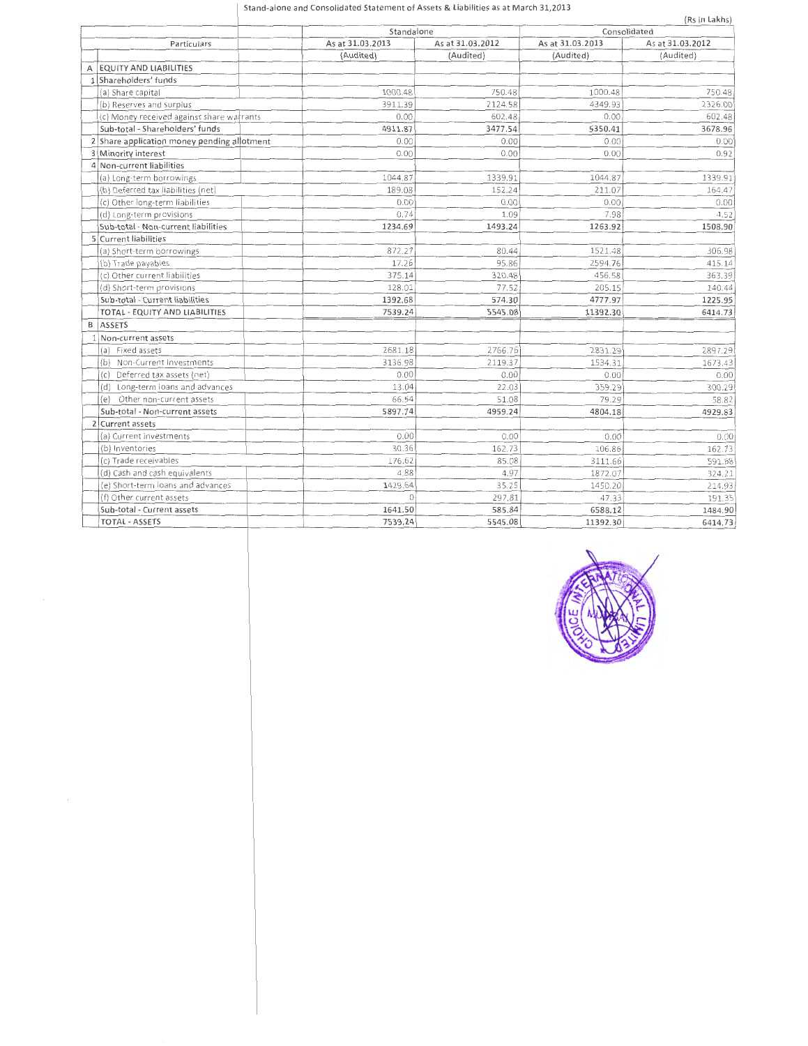Stand-alone and Consolidated Statement of Assets & Liabilities as at March 31,2013

(Rs in Lakhs)

| | Particulars | Standalone | | Consolidated | |
|---|---|---|---|---|---|
| | | As at 31.03.2013 | As at 31.03.2012 | As at 31.03.2013 | As at 31.03.2012 |
| | | (Audited) | (Audited) | (Audited) | (Audited) |
| A | EQUITY AND LIABILITIES | | | | |
| 1 | Shareholders' funds | | | | |
| | (a) Share capital | 1000.48 | 750.48 | 1000.48 | 750.48 |
| | (b) Reserves and surplus | 3911.39 | 2124.58 | 4349.93 | 2326.00 |
| | (c) Money received against share warrants | 0.00 | 602.48 | 0.00 | 602.48 |
| | Sub-total - Shareholders' funds | 4911.87 | 3477.54 | 5350.41 | 3678.96 |
| 2 | Share application money pending allotment | 0.00 | 0.00 | 0.00 | 0.00 |
| 3 | Minority interest | 0.00 | 0.00 | 0.00 | 0.92 |
| 4 | Non-current liabilities | | | | |
| | (a) Long-term borrowings | 1044.87 | 1339.91 | 1044.87 | 1339.91 |
| | (b) Deferred tax liabilities (net) | 189.08 | 152.24 | 211.07 | 164.47 |
| | (c) Other long-term liabilities | 0.00 | 0.00 | 0.00 | 0.00 |
| | (d) Long-term provisions | 0.74 | 1.09 | 7.98 | 4.52 |
| | Sub-total - Non-current liabilities | 1234.69 | 1493.24 | 1263.92 | 1508.90 |
| 5 | Current liabilities | | | | |
| | (a) Short-term borrowings | 872.27 | 80.44 | 1521.48 | 306.98 |
| | (b) Trade payables | 17.26 | 95.86 | 2594.76 | 415.14 |
| | (c) Other current liabilities | 375.14 | 320.48 | 456.58 | 363.39 |
| | (d) Short-term provisions | 128.01 | 77.52 | 205.15 | 140.44 |
| | Sub-total - Current liabilities | 1392.68 | 574.30 | 4777.97 | 1225.95 |
| | TOTAL - EQUITY AND LIABILITIES | 7539.24 | 5545.08 | 11392.30 | 6414.73 |
| B | ASSETS | | | | |
| 1 | Non-current assets | | | | |
| | (a) Fixed assets | 2681.18 | 2766.76 | 2831.29 | 2897.29 |
| | (b) Non-Current Investments | 3136.98 | 2119.37 | 1534.31 | 1673.43 |
| | (c) Deferred tax assets (net) | 0.00 | 0.00 | 0.00 | 0.00 |
| | (d) Long-term loans and advances | 13.04 | 22.03 | 359.29 | 300.29 |
| | (e) Other non-current assets | 66.54 | 51.08 | 79.29 | 58.82 |
| | Sub-total - Non-current assets | 5897.74 | 4959.24 | 4804.18 | 4929.83 |
| 2 | Current assets | | | | |
| | (a) Current investments | 0.00 | 0.00 | 0.00 | 0.00 |
| | (b) Inventories | 30.36 | 162.73 | 106.86 | 162.73 |
| | (c) Trade receivables | 176.62 | 85.08 | 3111.66 | 591.88 |
| | (d) Cash and cash equivalents | 4.88 | 4.97 | 1872.07 | 324.21 |
| | (e) Short-term loans and advances | 1429.64 | 35.25 | 1450.20 | 214.93 |
| | (f) Other current assets | 0 | 297.81 | 47.33 | 191.35 |
| | Sub-total - Current assets | 1641.50 | 585.84 | 6588.12 | 1484.90 |
| | TOTAL - ASSETS | 7539.24 | 5545.08 | 11392.30 | 6414.73 |

CHOICE INTERNATIONAL LIMITED MUMBAI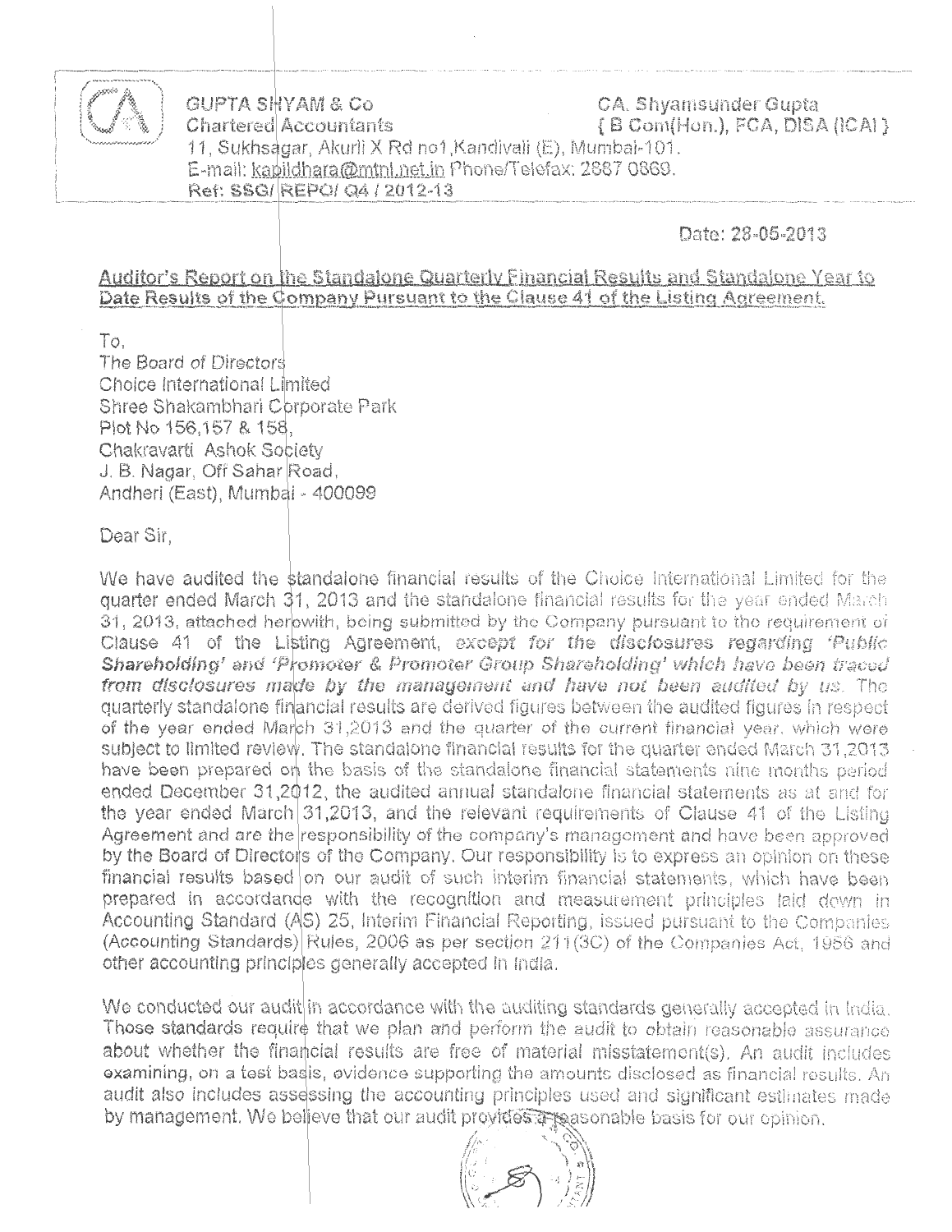GUPTA SHYAM & Co
Chartered Accountants
11, Sukhsagar, Akurli X Rd no1,Kandivali (E), Mumbai-101.
E-mail: kapildhara@mtnl.net.in Phone/Telefax: 2887 0869.
Ref: SSG/ REPO/ Q4 / 2012-13

CA. Shyamsunder Gupta
( B Com(Hon.), FCA, DISA (ICAI) )

Date: 28-05-2013

**Auditor's Report on the Standalone Quarterly Financial Results and Standalone Year to Date Results of the Company Pursuant to the Clause 41 of the Listing Agreement.**

To,
The Board of Directors
Choice International Limited
Shree Shakambhari Corporate Park
Plot No 156,157 & 158,
Chakravarti Ashok Society
J. B. Nagar, Off Sahar Road,
Andheri (East), Mumbai - 400099

Dear Sir,

We have audited the standalone financial results of the Choice International Limited for the quarter ended March 31, 2013 and the standalone financial results for the year ended March 31, 2013, attached herewith, being submitted by the Company pursuant to the requirement of Clause 41 of the Listing Agreement, ***except for the disclosures regarding 'Public Shareholding' and 'Promoter & Promoter Group Shareholding' which have been traced from disclosures made by the management and have not been audited by us.*** The quarterly standalone financial results are derived figures between the audited figures in respect of the year ended March 31,2013 and the quarter of the current financial year, which were subject to limited review. The standalone financial results for the quarter ended March 31,2013 have been prepared on the basis of the standalone financial statements nine months period ended December 31,2012, the audited annual standalone financial statements as at and for the year ended March 31,2013, and the relevant requirements of Clause 41 of the Listing Agreement and are the responsibility of the company's management and have been approved by the Board of Directors of the Company. Our responsibility is to express an opinion on these financial results based on our audit of such interim financial statements, which have been prepared in accordance with the recognition and measurement principles laid down in Accounting Standard (AS) 25, Interim Financial Reporting, issued pursuant to the Companies (Accounting Standards) Rules, 2006 as per section 211(3C) of the Companies Act, 1956 and other accounting principles generally accepted in India.

We conducted our audit in accordance with the auditing standards generally accepted in India. Those standards require that we plan and perform the audit to obtain reasonable assurance about whether the financial results are free of material misstatement(s). An audit includes examining, on a test basis, evidence supporting the amounts disclosed as financial results. An audit also includes assessing the accounting principles used and significant estimates made by management. We believe that our audit provides a reasonable basis for our opinion.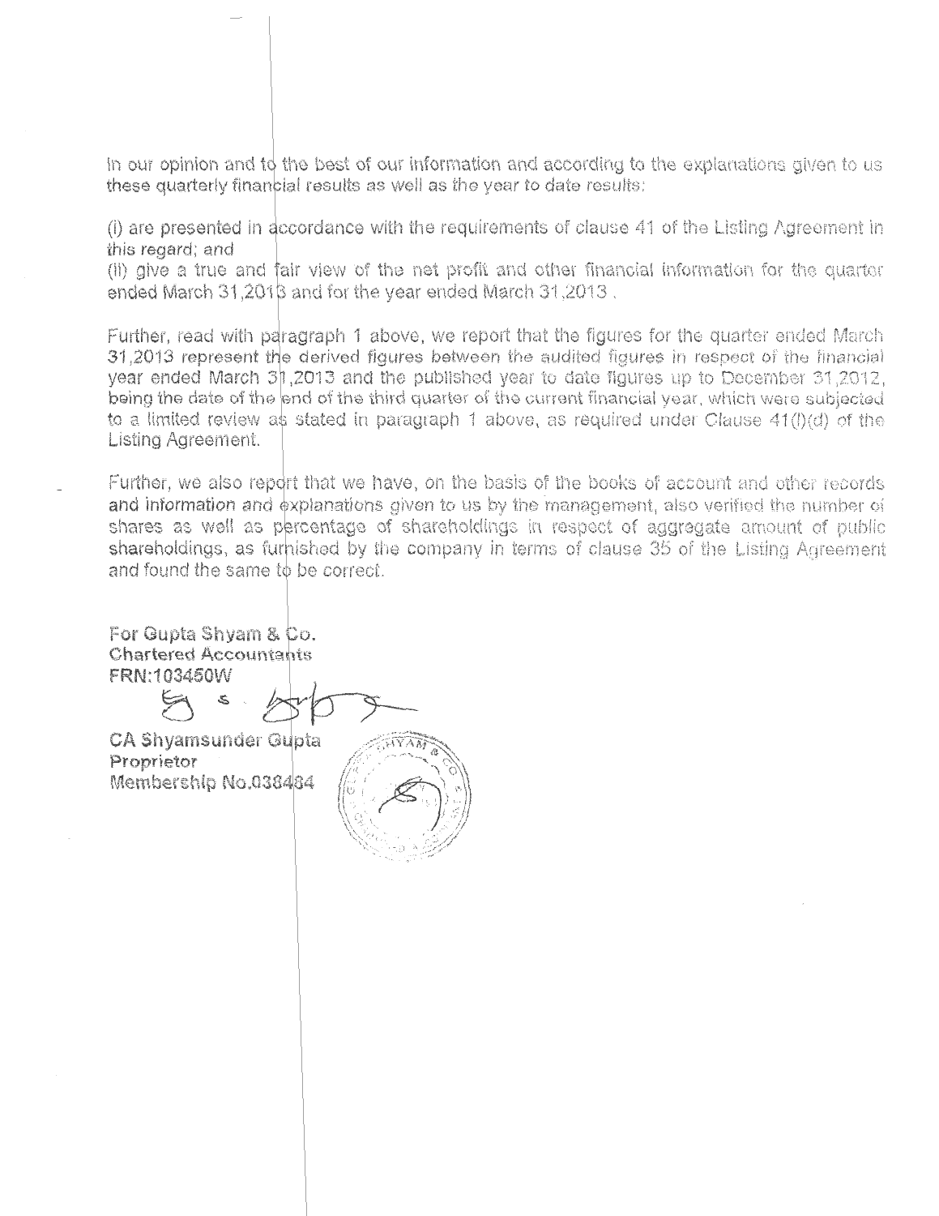In our opinion and to the best of our information and according to the explanations given to us these quarterly financial results as well as the year to date results:

(i) are presented in accordance with the requirements of clause 41 of the Listing Agreement in this regard; and
(ii) give a true and fair view of the net profit and other financial information for the quarter ended March 31,2013 and for the year ended March 31,2013 .

Further, read with paragraph 1 above, we report that the figures for the quarter ended March 31,2013 represent the derived figures between the audited figures in respect of the financial year ended March 31,2013 and the published year to date figures up to December 31,2012, being the date of the end of the third quarter of the current financial year, which were subjected to a limited review as stated in paragraph 1 above, as required under Clause 41(I)(d) of the Listing Agreement.

Further, we also report that we have, on the basis of the books of account and other records and information and explanations given to us by the management, also verified the number of shares as well as percentage of shareholdings in respect of aggregate amount of public shareholdings, as furnished by the company in terms of clause 35 of the Listing Agreement and found the same to be correct.

**For Gupta Shyam & Co.**
**Chartered Accountants**
**FRN:103450W**

**CA Shyamsunder Gupta**
**Proprietor**
**Membership No.038484**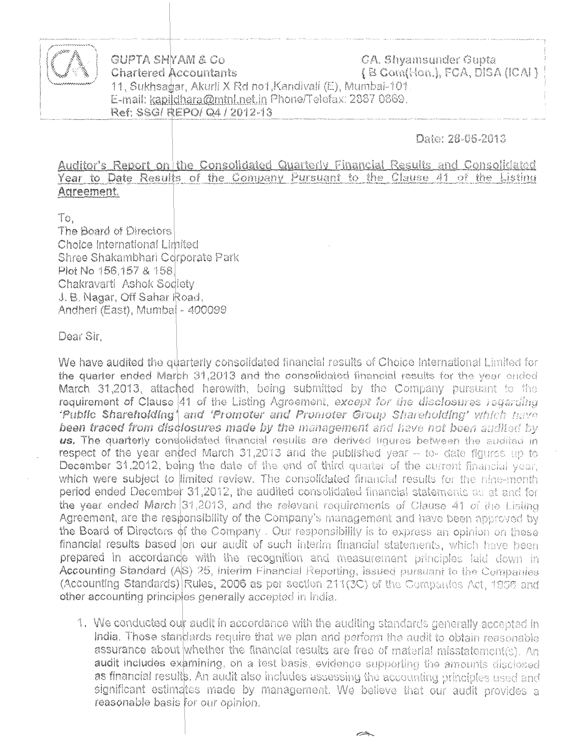GUPTA SHYAM & Co
Chartered Accountants
11, Sukhsagar, Akurli X Rd no1,Kandivali (E), Mumbai-101.
E-mail: kapildhara@mtnl.net.in Phone/Telefax: 2887 0869.
Ref: SSG/ REPO/ Q4 / 2012-13

CA. Shyamsunder Gupta
( B Com(Hon.), FCA, DISA (ICAI) )

Date: 28-05-2013

**Auditor's Report on the Consolidated Quarterly Financial Results and Consolidated Year to Date Results of the Company Pursuant to the Clause 41 of the Listing Agreement.**

To,
The Board of Directors
Choice International Limited
Shree Shakambhari Corporate Park
Plot No 156,157 & 158,
Chakravarti Ashok Society
J. B. Nagar, Off Sahar Road,
Andheri (East), Mumbai - 400099

Dear Sir,

We have audited the quarterly consolidated financial results of Choice International Limited for the quarter ended March 31,2013 and the consolidated financial results for the year ended March 31,2013, attached herewith, being submitted by the Company pursuant to the requirement of Clause 41 of the Listing Agreement, *except for the disclosures regarding 'Public Shareholding' and 'Promoter and Promoter Group Shareholding' which have been traced from disclosures made by the management and have not been audited by us.* The quarterly consolidated financial results are derived figures between the audited in respect of the year ended March 31,2013 and the published year – to- date figures up to December 31,2012, being the date of the end of third quarter of the current financial year, which were subject to limited review. The consolidated financial results for the nine-month period ended December 31,2012, the audited consolidated financial statements as at and for the year ended March 31,2013, and the relevant requirements of Clause 41 of the Listing Agreement, are the responsibility of the Company's management and have been approved by the Board of Directors of the Company . Our responsibility is to express an opinion on these financial results based on our audit of such interim financial statements, which have been prepared in accordance with the recognition and measurement principles laid down in Accounting Standard (AS) 25, Interim Financial Reporting, issued pursuant to the Companies (Accounting Standards) Rules, 2006 as per section 211(3C) of the Companies Act, 1956 and other accounting principles generally accepted in India.

1. We conducted our audit in accordance with the auditing standards generally accepted in India. Those standards require that we plan and perform the audit to obtain reasonable assurance about whether the financial results are free of material misstatement(s). An audit includes examining, on a test basis, evidence supporting the amounts disclosed as financial results. An audit also includes assessing the accounting principles used and significant estimates made by management. We believe that our audit provides a reasonable basis for our opinion.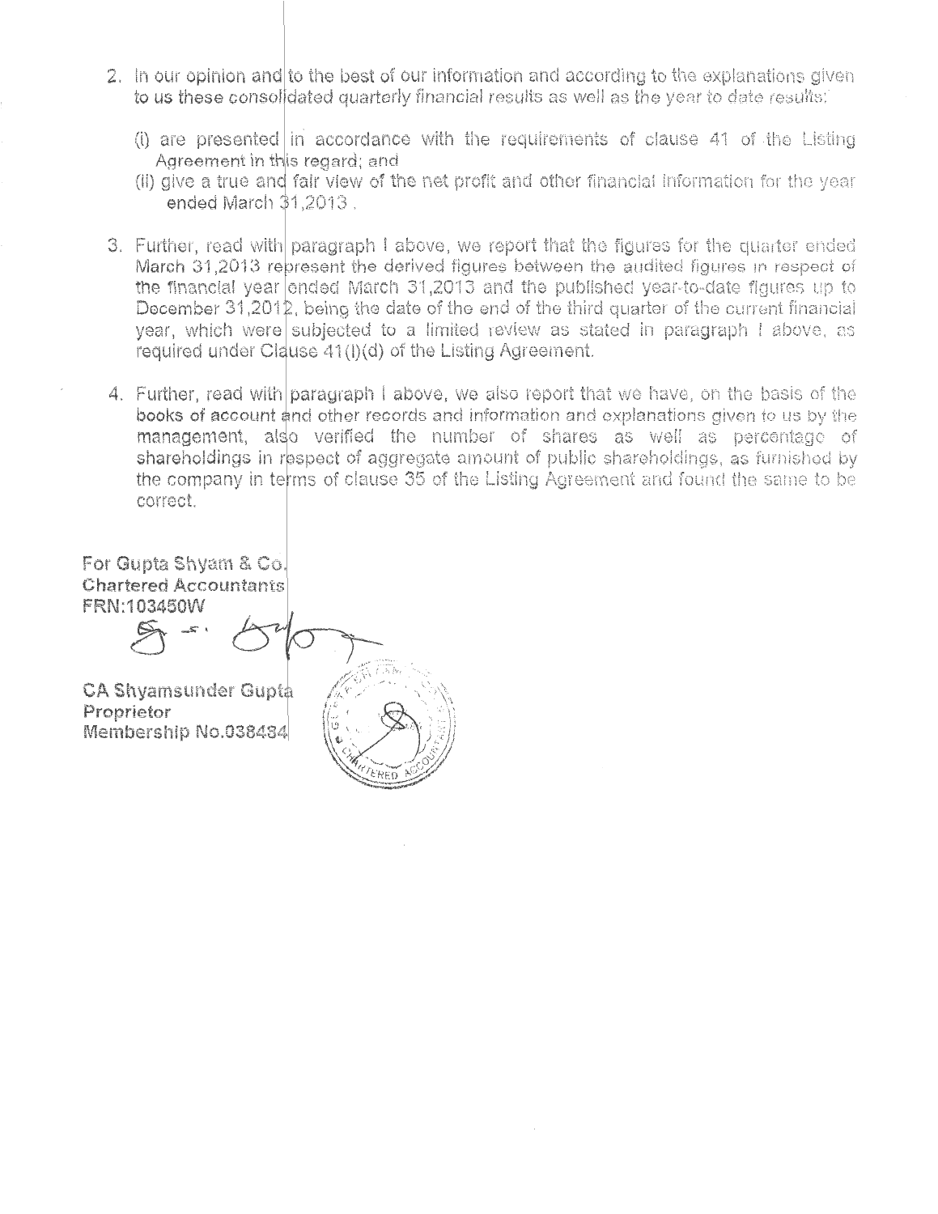2. In our opinion and to the best of our information and according to the explanations given to us these consolidated quarterly financial results as well as the year to date results:

   (i) are presented in accordance with the requirements of clause 41 of the Listing Agreement in this regard; and

   (ii) give a true and fair view of the net profit and other financial information for the year ended March 31,2013 .

3. Further, read with paragraph I above, we report that the figures for the quarter ended March 31,2013 represent the derived figures between the audited figures in respect of the financial year ended March 31,2013 and the published year-to-date figures up to December 31,2012, being the date of the end of the third quarter of the current financial year, which were subjected to a limited review as stated in paragraph I above, as required under Clause 41(I)(d) of the Listing Agreement.

4. Further, read with paragraph I above, we also report that we have, on the basis of the books of account and other records and information and explanations given to us by the management, also verified the number of shares as well as percentage of shareholdings in respect of aggregate amount of public shareholdings, as furnished by the company in terms of clause 35 of the Listing Agreement and found the same to be correct.

**For Gupta Shyam & Co.**
**Chartered Accountants**
**FRN:103450W**

**CA Shyamsunder Gupta**
**Proprietor**
**Membership No.038484**